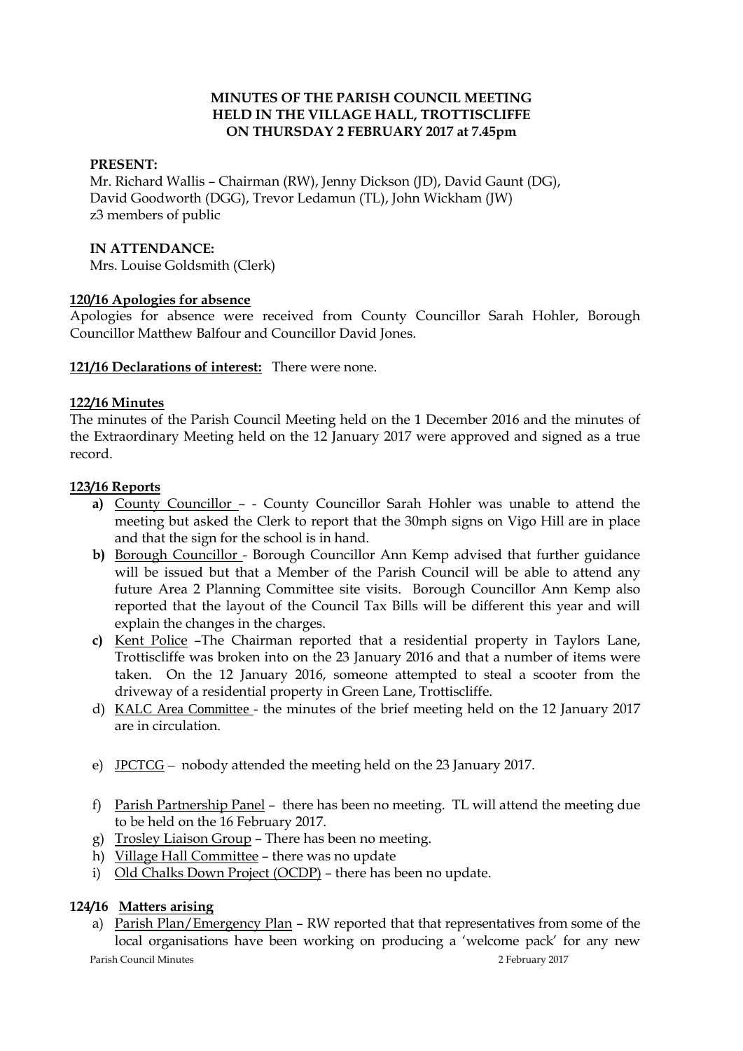**MINUTES OF THE PARISH COUNCIL MEETING**
**HELD IN THE VILLAGE HALL, TROTTISCLIFFE**
**ON THURSDAY 2 FEBRUARY 2017 at 7.45pm**

**PRESENT:**
Mr. Richard Wallis – Chairman (RW), Jenny Dickson (JD), David Gaunt (DG), David Goodworth (DGG), Trevor Ledamun (TL), John Wickham (JW)
z3 members of public

**IN ATTENDANCE:**
Mrs. Louise Goldsmith (Clerk)

**120/16 Apologies for absence**

Apologies for absence were received from County Councillor Sarah Hohler, Borough Councillor Matthew Balfour and Councillor David Jones.

**121/16 Declarations of interest:** There were none.

**122/16 Minutes**

The minutes of the Parish Council Meeting held on the 1 December 2016 and the minutes of the Extraordinary Meeting held on the 12 January 2017 were approved and signed as a true record.

**123/16 Reports**

- **a)** County Councillor – - County Councillor Sarah Hohler was unable to attend the meeting but asked the Clerk to report that the 30mph signs on Vigo Hill are in place and that the sign for the school is in hand.
- **b)** Borough Councillor - Borough Councillor Ann Kemp advised that further guidance will be issued but that a Member of the Parish Council will be able to attend any future Area 2 Planning Committee site visits. Borough Councillor Ann Kemp also reported that the layout of the Council Tax Bills will be different this year and will explain the changes in the charges.
- **c)** Kent Police –The Chairman reported that a residential property in Taylors Lane, Trottiscliffe was broken into on the 23 January 2016 and that a number of items were taken. On the 12 January 2016, someone attempted to steal a scooter from the driveway of a residential property in Green Lane, Trottiscliffe.
- d) KALC Area Committee - the minutes of the brief meeting held on the 12 January 2017 are in circulation.
- e) JPCTCG – nobody attended the meeting held on the 23 January 2017.
- f) Parish Partnership Panel – there has been no meeting. TL will attend the meeting due to be held on the 16 February 2017.
- g) Trosley Liaison Group – There has been no meeting.
- h) Village Hall Committee – there was no update
- i) Old Chalks Down Project (OCDP) – there has been no update.

**124/16 Matters arising**

- a) Parish Plan/Emergency Plan – RW reported that that representatives from some of the local organisations have been working on producing a 'welcome pack' for any new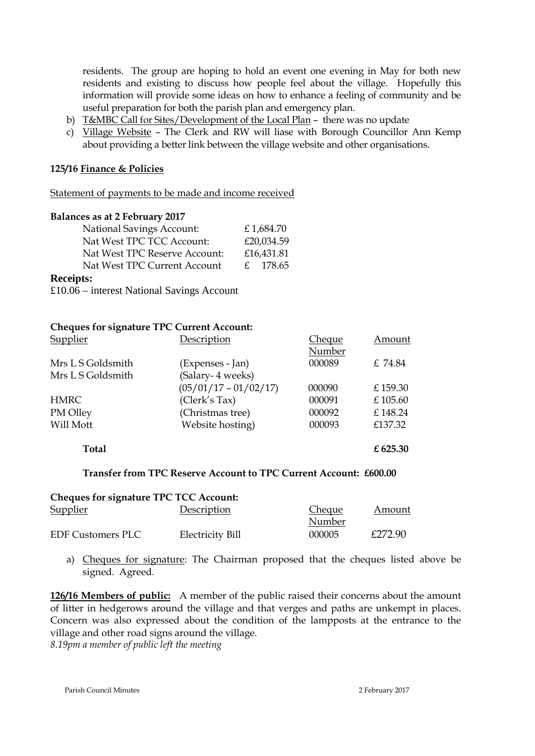residents. The group are hoping to hold an event one evening in May for both new residents and existing to discuss how people feel about the village. Hopefully this information will provide some ideas on how to enhance a feeling of community and be useful preparation for both the parish plan and emergency plan.

b) T&MBC Call for Sites/Development of the Local Plan – there was no update
c) Village Website – The Clerk and RW will liase with Borough Councillor Ann Kemp about providing a better link between the village website and other organisations.

**125/16 Finance & Policies**

Statement of payments to be made and income received

**Balances as at 2 February 2017**

| | |
|---|---|
| National Savings Account: | £ 1,684.70 |
| Nat West TPC TCC Account: | £20,034.59 |
| Nat West TPC Reserve Account: | £16,431.81 |
| Nat West TPC Current Account | £ 178.65 |

**Receipts:**

£10.06 – interest National Savings Account

**Cheques for signature TPC Current Account:**

| Supplier | Description | Cheque Number | Amount |
|---|---|---|---|
| Mrs L S Goldsmith | (Expenses - Jan) | 000089 | £ 74.84 |
| Mrs L S Goldsmith | (Salary- 4 weeks) (05/01/17 – 01/02/17) | 000090 | £ 159.30 |
| HMRC | (Clerk's Tax) | 000091 | £ 105.60 |
| PM Olley | (Christmas tree) | 000092 | £ 148.24 |
| Will Mott | Website hosting) | 000093 | £137.32 |
| **Total** | | | **£ 625.30** |

**Transfer from TPC Reserve Account to TPC Current Account: £600.00**

**Cheques for signature TPC TCC Account:**

| Supplier | Description | Cheque Number | Amount |
|---|---|---|---|
| EDF Customers PLC | Electricity Bill | 000005 | £272.90 |

a) Cheques for signature: The Chairman proposed that the cheques listed above be signed. Agreed.

**126/16 Members of public:** A member of the public raised their concerns about the amount of litter in hedgerows around the village and that verges and paths are unkempt in places. Concern was also expressed about the condition of the lampposts at the entrance to the village and other road signs around the village.

*8.19pm a member of public left the meeting*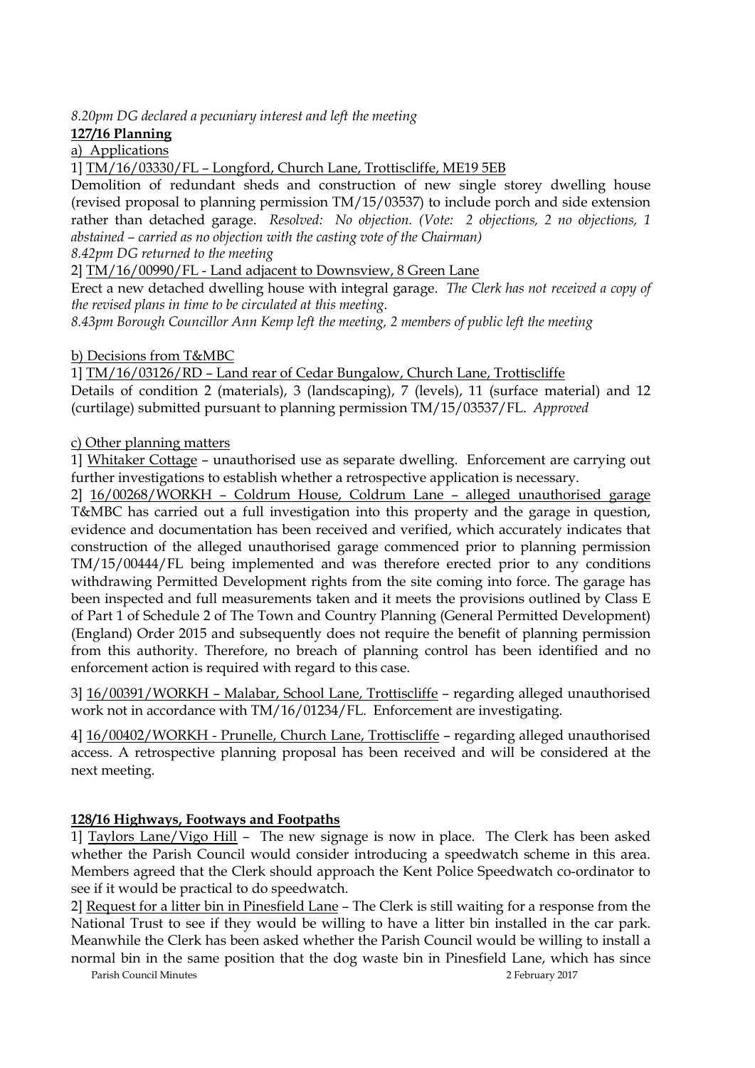*8.20pm DG declared a pecuniary interest and left the meeting*

**127/16 Planning**

a) Applications

1] TM/16/03330/FL – Longford, Church Lane, Trottiscliffe, ME19 5EB

Demolition of redundant sheds and construction of new single storey dwelling house (revised proposal to planning permission TM/15/03537) to include porch and side extension rather than detached garage. *Resolved: No objection. (Vote: 2 objections, 2 no objections, 1 abstained – carried as no objection with the casting vote of the Chairman)*

*8.42pm DG returned to the meeting*

2] TM/16/00990/FL - Land adjacent to Downsview, 8 Green Lane

Erect a new detached dwelling house with integral garage. *The Clerk has not received a copy of the revised plans in time to be circulated at this meeting.*

*8.43pm Borough Councillor Ann Kemp left the meeting, 2 members of public left the meeting*

b) Decisions from T&MBC

1] TM/16/03126/RD – Land rear of Cedar Bungalow, Church Lane, Trottiscliffe

Details of condition 2 (materials), 3 (landscaping), 7 (levels), 11 (surface material) and 12 (curtilage) submitted pursuant to planning permission TM/15/03537/FL. *Approved*

c) Other planning matters

1] Whitaker Cottage – unauthorised use as separate dwelling. Enforcement are carrying out further investigations to establish whether a retrospective application is necessary.

2] 16/00268/WORKH – Coldrum House, Coldrum Lane – alleged unauthorised garage
T&MBC has carried out a full investigation into this property and the garage in question, evidence and documentation has been received and verified, which accurately indicates that construction of the alleged unauthorised garage commenced prior to planning permission TM/15/00444/FL being implemented and was therefore erected prior to any conditions withdrawing Permitted Development rights from the site coming into force. The garage has been inspected and full measurements taken and it meets the provisions outlined by Class E of Part 1 of Schedule 2 of The Town and Country Planning (General Permitted Development) (England) Order 2015 and subsequently does not require the benefit of planning permission from this authority. Therefore, no breach of planning control has been identified and no enforcement action is required with regard to this case.

3] 16/00391/WORKH – Malabar, School Lane, Trottiscliffe – regarding alleged unauthorised work not in accordance with TM/16/01234/FL. Enforcement are investigating.

4] 16/00402/WORKH - Prunelle, Church Lane, Trottiscliffe – regarding alleged unauthorised access. A retrospective planning proposal has been received and will be considered at the next meeting.

**128/16 Highways, Footways and Footpaths**

1] Taylors Lane/Vigo Hill – The new signage is now in place. The Clerk has been asked whether the Parish Council would consider introducing a speedwatch scheme in this area. Members agreed that the Clerk should approach the Kent Police Speedwatch co-ordinator to see if it would be practical to do speedwatch.

2] Request for a litter bin in Pinesfield Lane – The Clerk is still waiting for a response from the National Trust to see if they would be willing to have a litter bin installed in the car park. Meanwhile the Clerk has been asked whether the Parish Council would be willing to install a normal bin in the same position that the dog waste bin in Pinesfield Lane, which has since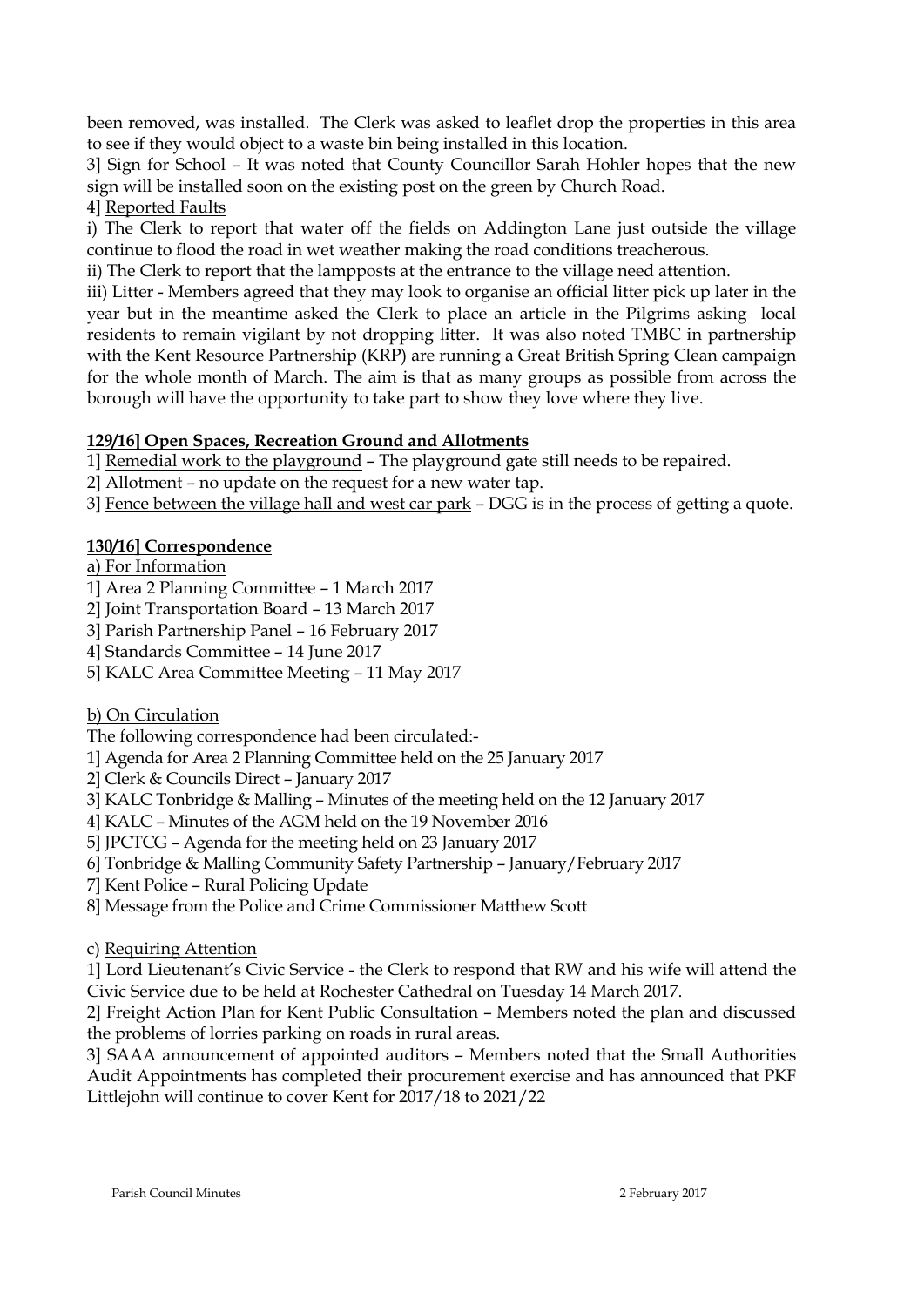been removed, was installed. The Clerk was asked to leaflet drop the properties in this area to see if they would object to a waste bin being installed in this location.

3] <u>Sign for School</u> – It was noted that County Councillor Sarah Hohler hopes that the new sign will be installed soon on the existing post on the green by Church Road.

4] <u>Reported Faults</u>

i) The Clerk to report that water off the fields on Addington Lane just outside the village continue to flood the road in wet weather making the road conditions treacherous.

ii) The Clerk to report that the lampposts at the entrance to the village need attention.

iii) Litter - Members agreed that they may look to organise an official litter pick up later in the year but in the meantime asked the Clerk to place an article in the Pilgrims asking local residents to remain vigilant by not dropping litter. It was also noted TMBC in partnership with the Kent Resource Partnership (KRP) are running a Great British Spring Clean campaign for the whole month of March. The aim is that as many groups as possible from across the borough will have the opportunity to take part to show they love where they live.

**<u>129/16] Open Spaces, Recreation Ground and Allotments</u>**

1] <u>Remedial work to the playground</u> – The playground gate still needs to be repaired.

2] <u>Allotment</u> – no update on the request for a new water tap.

3] <u>Fence between the village hall and west car park</u> – DGG is in the process of getting a quote.

**<u>130/16] Correspondence</u>**

<u>a) For Information</u>

1] Area 2 Planning Committee – 1 March 2017
2] Joint Transportation Board – 13 March 2017
3] Parish Partnership Panel – 16 February 2017
4] Standards Committee – 14 June 2017
5] KALC Area Committee Meeting – 11 May 2017

<u>b) On Circulation</u>

The following correspondence had been circulated:-

1] Agenda for Area 2 Planning Committee held on the 25 January 2017
2] Clerk & Councils Direct – January 2017
3] KALC Tonbridge & Malling – Minutes of the meeting held on the 12 January 2017
4] KALC – Minutes of the AGM held on the 19 November 2016
5] JPCTCG – Agenda for the meeting held on 23 January 2017
6] Tonbridge & Malling Community Safety Partnership – January/February 2017
7] Kent Police – Rural Policing Update
8] Message from the Police and Crime Commissioner Matthew Scott

c) <u>Requiring Attention</u>

1] Lord Lieutenant's Civic Service - the Clerk to respond that RW and his wife will attend the Civic Service due to be held at Rochester Cathedral on Tuesday 14 March 2017.

2] Freight Action Plan for Kent Public Consultation – Members noted the plan and discussed the problems of lorries parking on roads in rural areas.

3] SAAA announcement of appointed auditors – Members noted that the Small Authorities Audit Appointments has completed their procurement exercise and has announced that PKF Littlejohn will continue to cover Kent for 2017/18 to 2021/22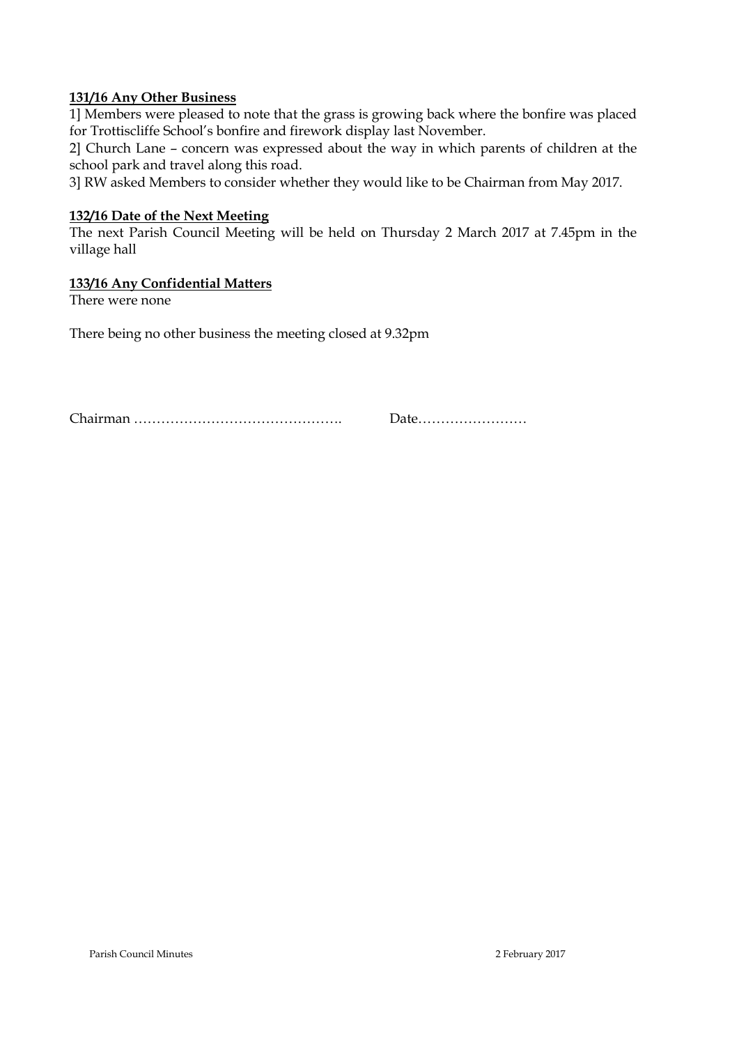**131/16 Any Other Business**

1] Members were pleased to note that the grass is growing back where the bonfire was placed for Trottiscliffe School's bonfire and firework display last November.

2] Church Lane – concern was expressed about the way in which parents of children at the school park and travel along this road.

3] RW asked Members to consider whether they would like to be Chairman from May 2017.

**132/16 Date of the Next Meeting**

The next Parish Council Meeting will be held on Thursday 2 March 2017 at 7.45pm in the village hall

**133/16 Any Confidential Matters**

There were none

There being no other business the meeting closed at 9.32pm

Chairman ………………………………………. Date……………………